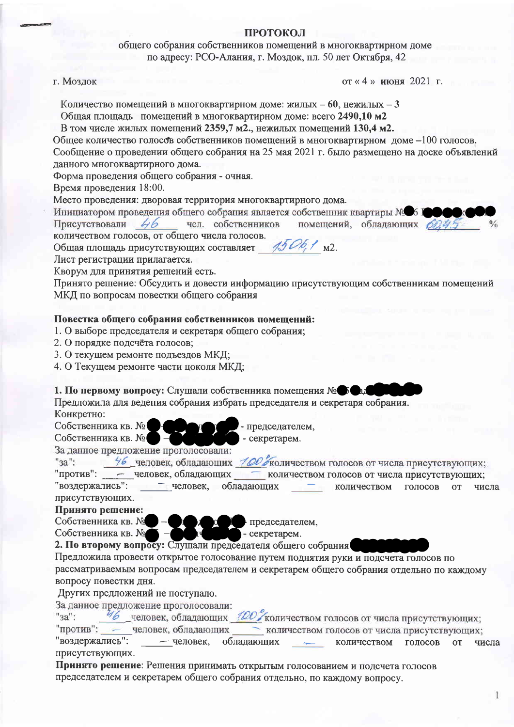# ПРОТОКОЛ

общего собрания собственников помещений в многоквартирном доме
по адресу: РСО-Алания, г. Моздок, пл. 50 лет Октября, 42

г. Моздок                                                                                от « 4 » июня 2021 г.

Количество помещений в многоквартирном доме: жилых – **60**, нежилых – **3**
Общая площадь помещений в многоквартирном доме: всего **2490,10 м2**
В том числе жилых помещений **2359,7 м2.**, нежилых помещений **130,4 м2.**
Общее количество голосов собственников помещений в многоквартирном доме –100 голосов.
Сообщение о проведении общего собрания на 25 мая 2021 г. было размещено на доске объявлений данного многоквартирного дома.
Форма проведения общего собрания - очная.
Время проведения 18:00.
Место проведения: дворовая территория многоквартирного дома.
Инициатором проведения общего собрания является собственник квартиры №
Присутствовали 46 чел. собственников помещений, обладающих 60,45 % количеством голосов, от общего числа голосов.
Общая площадь присутствующих составляет 1506,1 м2.
Лист регистрации прилагается.
Кворум для принятия решений есть.
Принято решение: Обсудить и довести информацию присутствующим собственникам помещений МКД по вопросам повестки общего собрания

**Повестка общего собрания собственников помещений:**

1. О выборе председателя и секретаря общего собрания;
2. О порядке подсчёта голосов;
3. О текущем ремонте подъездов МКД;
4. О Текущем ремонте части цоколя МКД;

**1. По первому вопросу:** Слушали собственника помещения №
Предложила для ведения собрания избрать председателя и секретаря собрания.
Конкретно:
Собственника кв. № - председателем,
Собственника кв. № - секретарем.
За данное предложение проголосовали:
"за": 46 человек, обладающих 100% количеством голосов от числа присутствующих;
"против": – человек, обладающих – количеством голосов от числа присутствующих;
"воздержались": – человек, обладающих – количеством голосов от числа присутствующих.
**Принято решение:**
Собственника кв. № - председателем,
Собственника кв. № - секретарем.

**2. По второму вопросу:** Слушали председателя общего собрания
Предложила провести открытое голосование путем поднятия руки и подсчета голосов по рассматриваемым вопросам председателем и секретарем общего собрания отдельно по каждому вопросу повестки дня.
Других предложений не поступало.
За данное предложение проголосовали:
"за": 46 человек, обладающих 100% количеством голосов от числа присутствующих;
"против": – человек, обладающих – количеством голосов от числа присутствующих;
"воздержались": – человек, обладающих – количеством голосов от числа присутствующих.
**Принято решение**: Решения принимать открытым голосованием и подсчета голосов председателем и секретарем общего собрания отдельно, по каждому вопросу.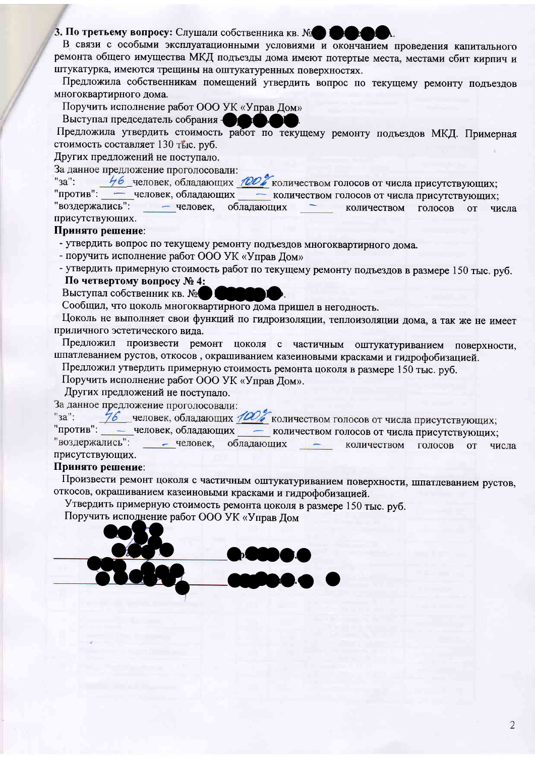**3. По третьему вопросу:** Слушали собственника кв. №

В связи с особыми эксплуатационными условиями и окончанием проведения капитального ремонта общего имущества МКД подъезды дома имеют потертые места, местами сбит кирпич и штукатурка, имеются трещины на оштукатуренных поверхностях.

Предложила собственникам помещений утвердить вопрос по текущему ремонту подъездов многоквартирного дома.

Поручить исполнение работ ООО УК «Управ Дом»

Выступал председатель собрания

Предложила утвердить стоимость работ по текущему ремонту подъездов МКД. Примерная стоимость составляет 130 тыс. руб.

Других предложений не поступало.

За данное предложение проголосовали:

"за": 46 человек, обладающих 100% количеством голосов от числа присутствующих;
"против": — человек, обладающих — количеством голосов от числа присутствующих;
"воздержались": — человек, обладающих — количеством голосов от числа присутствующих.

**Принято решение**:

- утвердить вопрос по текущему ремонту подъездов многоквартирного дома.
- поручить исполнение работ ООО УК «Управ Дом»
- утвердить примерную стоимость работ по текущему ремонту подъездов в размере 150 тыс. руб.

**По четвертому вопросу № 4:**

Выступал собственник кв. №

Сообщил, что цоколь многоквартирного дома пришел в негодность.

Цоколь не выполняет свои функций по гидроизоляции, теплоизоляции дома, а так же не имеет приличного эстетического вида.

Предложил произвести ремонт цоколя с частичным оштукатуриванием поверхности, шпатлеванием рустов, откосов , окрашиванием казеиновыми красками и гидрофобизацией.

Предложил утвердить примерную стоимость ремонта цоколя в размере 150 тыс. руб.

Поручить исполнение работ ООО УК «Управ Дом».

Других предложений не поступало.

За данное предложение проголосовали:

"за": 76 человек, обладающих 100% количеством голосов от числа присутствующих;
"против": — человек, обладающих — количеством голосов от числа присутствующих;
"воздержались": — человек, обладающих — количеством голосов от числа присутствующих.

**Принято решение**:

Произвести ремонт цоколя с частичным оштукатуриванием поверхности, шпатлеванием рустов, откосов, окрашиванием казеиновыми красками и гидрофобизацией.

Утвердить примерную стоимость ремонта цоколя в размере 150 тыс. руб.

Поручить исполнение работ ООО УК «Управ Дом

\_\_\_\_\_\_\_\_\_\_\_\_\_\_\_\_\_\_\_\_\_\_\_\_\_\_

\_\_\_\_\_\_\_\_\_\_\_\_\_\_\_\_\_\_\_\_\_\_\_\_\_\_